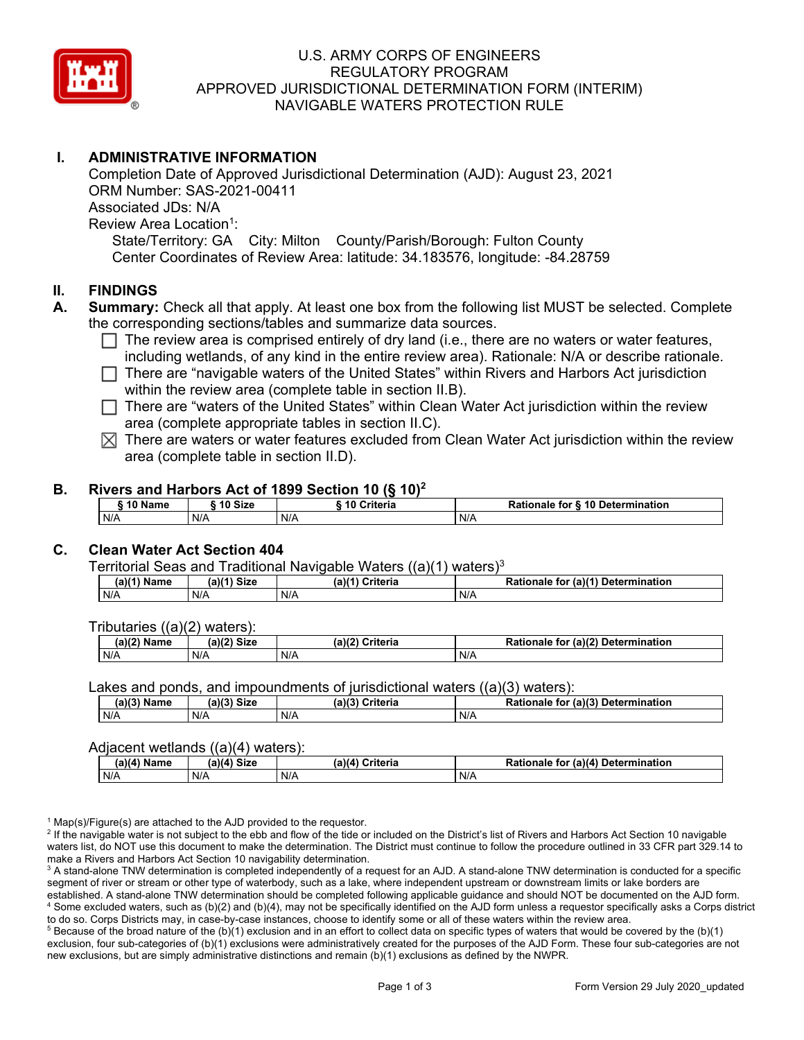# U.S. ARMY CORPS OF ENGINEERS
## REGULATORY PROGRAM
## APPROVED JURISDICTIONAL DETERMINATION FORM (INTERIM)
## NAVIGABLE WATERS PROTECTION RULE

## I. ADMINISTRATIVE INFORMATION

Completion Date of Approved Jurisdictional Determination (AJD): August 23, 2021
ORM Number: SAS-2021-00411
Associated JDs: N/A
Review Area Location[1]:
State/Territory: GA City: Milton County/Parish/Borough: Fulton County
Center Coordinates of Review Area: latitude: 34.183576, longitude: -84.28759

## II. FINDINGS

**A. Summary:** Check all that apply. At least one box from the following list MUST be selected. Complete the corresponding sections/tables and summarize data sources.

- ☐ The review area is comprised entirely of dry land (i.e., there are no waters or water features, including wetlands, of any kind in the entire review area). Rationale: N/A or describe rationale.
- ☐ There are "navigable waters of the United States" within Rivers and Harbors Act jurisdiction within the review area (complete table in section II.B).
- ☐ There are "waters of the United States" within Clean Water Act jurisdiction within the review area (complete appropriate tables in section II.C).
- ☒ There are waters or water features excluded from Clean Water Act jurisdiction within the review area (complete table in section II.D).

**B. Rivers and Harbors Act of 1899 Section 10 (§ 10)[2]**

| § 10 Name | § 10 Size | § 10 Criteria | Rationale for § 10 Determination |
|---|---|---|---|
| N/A | N/A | N/A | N/A |

**C. Clean Water Act Section 404**

Territorial Seas and Traditional Navigable Waters ((a)(1) waters)[3]

| (a)(1) Name | (a)(1) Size | (a)(1) Criteria | Rationale for (a)(1) Determination |
|---|---|---|---|
| N/A | N/A | N/A | N/A |

Tributaries ((a)(2) waters):

| (a)(2) Name | (a)(2) Size | (a)(2) Criteria | Rationale for (a)(2) Determination |
|---|---|---|---|
| N/A | N/A | N/A | N/A |

Lakes and ponds, and impoundments of jurisdictional waters ((a)(3) waters):

| (a)(3) Name | (a)(3) Size | (a)(3) Criteria | Rationale for (a)(3) Determination |
|---|---|---|---|
| N/A | N/A | N/A | N/A |

Adjacent wetlands ((a)(4) waters):

| (a)(4) Name | (a)(4) Size | (a)(4) Criteria | Rationale for (a)(4) Determination |
|---|---|---|---|
| N/A | N/A | N/A | N/A |

[1] Map(s)/Figure(s) are attached to the AJD provided to the requestor.
[2] If the navigable water is not subject to the ebb and flow of the tide or included on the District's list of Rivers and Harbors Act Section 10 navigable waters list, do NOT use this document to make the determination. The District must continue to follow the procedure outlined in 33 CFR part 329.14 to make a Rivers and Harbors Act Section 10 navigability determination.
[3] A stand-alone TNW determination is completed independently of a request for an AJD. A stand-alone TNW determination is conducted for a specific segment of river or stream or other type of waterbody, such as a lake, where independent upstream or downstream limits or lake borders are established. A stand-alone TNW determination should be completed following applicable guidance and should NOT be documented on the AJD form.
[4] Some excluded waters, such as (b)(2) and (b)(4), may not be specifically identified on the AJD form unless a requestor specifically asks a Corps district to do so. Corps Districts may, in case-by-case instances, choose to identify some or all of these waters within the review area.
[5] Because of the broad nature of the (b)(1) exclusion and in an effort to collect data on specific types of waters that would be covered by the (b)(1) exclusion, four sub-categories of (b)(1) exclusions were administratively created for the purposes of the AJD Form. These four sub-categories are not new exclusions, but are simply administrative distinctions and remain (b)(1) exclusions as defined by the NWPR.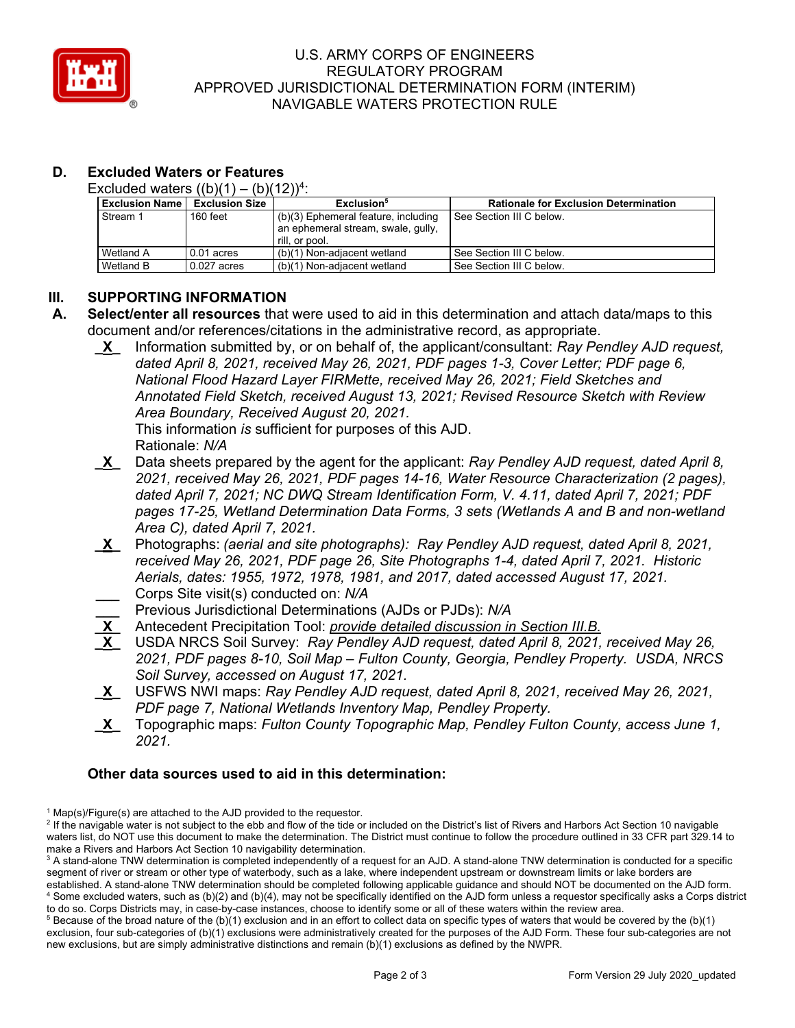# U.S. ARMY CORPS OF ENGINEERS
# REGULATORY PROGRAM
# APPROVED JURISDICTIONAL DETERMINATION FORM (INTERIM)
# NAVIGABLE WATERS PROTECTION RULE

## D. Excluded Waters or Features

Excluded waters ((b)(1) – (b)(12))[4]:

| Exclusion Name | Exclusion Size | Exclusion[5] | Rationale for Exclusion Determination |
|---|---|---|---|
| Stream 1 | 160 feet | (b)(3) Ephemeral feature, including an ephemeral stream, swale, gully, rill, or pool. | See Section III C below. |
| Wetland A | 0.01 acres | (b)(1) Non-adjacent wetland | See Section III C below. |
| Wetland B | 0.027 acres | (b)(1) Non-adjacent wetland | See Section III C below. |

## III. SUPPORTING INFORMATION

**A. Select/enter all resources** that were used to aid in this determination and attach data/maps to this document and/or references/citations in the administrative record, as appropriate.

- **_X_** Information submitted by, or on behalf of, the applicant/consultant: *Ray Pendley AJD request, dated April 8, 2021, received May 26, 2021, PDF pages 1-3, Cover Letter; PDF page 6, National Flood Hazard Layer FIRMette, received May 26, 2021; Field Sketches and Annotated Field Sketch, received August 13, 2021; Revised Resource Sketch with Review Area Boundary, Received August 20, 2021.*
  This information *is* sufficient for purposes of this AJD.
  Rationale: *N/A*
- **_X_** Data sheets prepared by the agent for the applicant: *Ray Pendley AJD request, dated April 8, 2021, received May 26, 2021, PDF pages 14-16, Water Resource Characterization (2 pages), dated April 7, 2021; NC DWQ Stream Identification Form, V. 4.11, dated April 7, 2021; PDF pages 17-25, Wetland Determination Data Forms, 3 sets (Wetlands A and B and non-wetland Area C), dated April 7, 2021.*
- **_X_** Photographs: *(aerial and site photographs): Ray Pendley AJD request, dated April 8, 2021, received May 26, 2021, PDF page 26, Site Photographs 1-4, dated April 7, 2021. Historic Aerials, dates: 1955, 1972, 1978, 1981, and 2017, dated accessed August 17, 2021.*
- ___ Corps Site visit(s) conducted on: *N/A*
- ___ Previous Jurisdictional Determinations (AJDs or PJDs): *N/A*
- **_X_** Antecedent Precipitation Tool: *provide detailed discussion in Section III.B.*
- **_X_** USDA NRCS Soil Survey: *Ray Pendley AJD request, dated April 8, 2021, received May 26, 2021, PDF pages 8-10, Soil Map – Fulton County, Georgia, Pendley Property. USDA, NRCS Soil Survey, accessed on August 17, 2021.*
- **_X_** USFWS NWI maps: *Ray Pendley AJD request, dated April 8, 2021, received May 26, 2021, PDF page 7, National Wetlands Inventory Map, Pendley Property.*
- **_X_** Topographic maps: *Fulton County Topographic Map, Pendley Fulton County, access June 1, 2021.*

**Other data sources used to aid in this determination:**

[1] Map(s)/Figure(s) are attached to the AJD provided to the requestor.
[2] If the navigable water is not subject to the ebb and flow of the tide or included on the District's list of Rivers and Harbors Act Section 10 navigable waters list, do NOT use this document to make the determination. The District must continue to follow the procedure outlined in 33 CFR part 329.14 to make a Rivers and Harbors Act Section 10 navigability determination.
[3] A stand-alone TNW determination is completed independently of a request for an AJD. A stand-alone TNW determination is conducted for a specific segment of river or stream or other type of waterbody, such as a lake, where independent upstream or downstream limits or lake borders are established. A stand-alone TNW determination should be completed following applicable guidance and should NOT be documented on the AJD form.
[4] Some excluded waters, such as (b)(2) and (b)(4), may not be specifically identified on the AJD form unless a requestor specifically asks a Corps district to do so. Corps Districts may, in case-by-case instances, choose to identify some or all of these waters within the review area.
[5] Because of the broad nature of the (b)(1) exclusion and in an effort to collect data on specific types of waters that would be covered by the (b)(1) exclusion, four sub-categories of (b)(1) exclusions were administratively created for the purposes of the AJD Form. These four sub-categories are not new exclusions, but are simply administrative distinctions and remain (b)(1) exclusions as defined by the NWPR.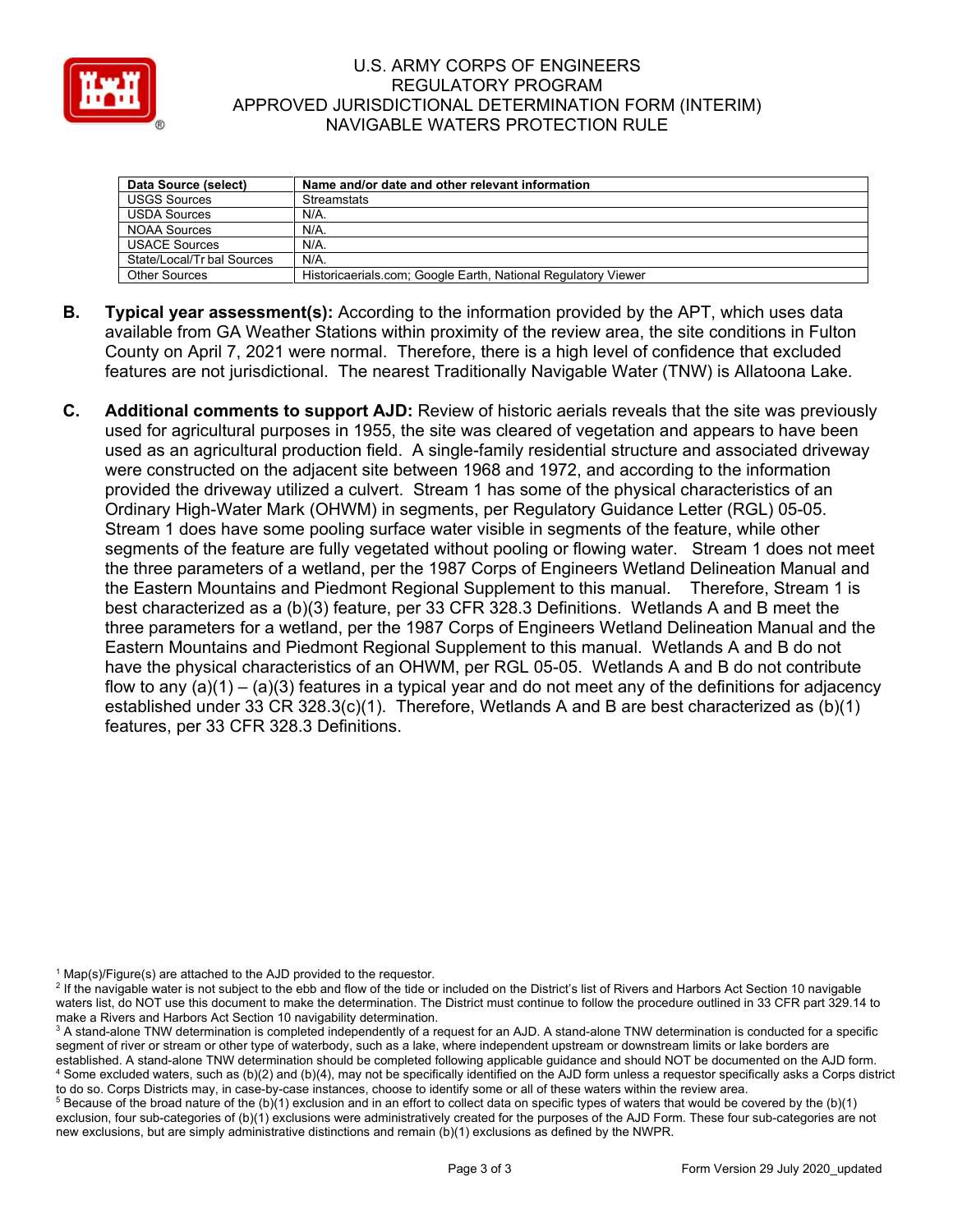| Data Source (select) | Name and/or date and other relevant information |
|---|---|
| USGS Sources | Streamstats |
| USDA Sources | N/A. |
| NOAA Sources | N/A. |
| USACE Sources | N/A. |
| State/Local/Tr bal Sources | N/A. |
| Other Sources | Historicaerials.com; Google Earth, National Regulatory Viewer |

**B. Typical year assessment(s):** According to the information provided by the APT, which uses data available from GA Weather Stations within proximity of the review area, the site conditions in Fulton County on April 7, 2021 were normal. Therefore, there is a high level of confidence that excluded features are not jurisdictional. The nearest Traditionally Navigable Water (TNW) is Allatoona Lake.

**C. Additional comments to support AJD:** Review of historic aerials reveals that the site was previously used for agricultural purposes in 1955, the site was cleared of vegetation and appears to have been used as an agricultural production field. A single-family residential structure and associated driveway were constructed on the adjacent site between 1968 and 1972, and according to the information provided the driveway utilized a culvert. Stream 1 has some of the physical characteristics of an Ordinary High-Water Mark (OHWM) in segments, per Regulatory Guidance Letter (RGL) 05-05. Stream 1 does have some pooling surface water visible in segments of the feature, while other segments of the feature are fully vegetated without pooling or flowing water. Stream 1 does not meet the three parameters of a wetland, per the 1987 Corps of Engineers Wetland Delineation Manual and the Eastern Mountains and Piedmont Regional Supplement to this manual. Therefore, Stream 1 is best characterized as a (b)(3) feature, per 33 CFR 328.3 Definitions. Wetlands A and B meet the three parameters for a wetland, per the 1987 Corps of Engineers Wetland Delineation Manual and the Eastern Mountains and Piedmont Regional Supplement to this manual. Wetlands A and B do not have the physical characteristics of an OHWM, per RGL 05-05. Wetlands A and B do not contribute flow to any (a)(1) – (a)(3) features in a typical year and do not meet any of the definitions for adjacency established under 33 CR 328.3(c)(1). Therefore, Wetlands A and B are best characterized as (b)(1) features, per 33 CFR 328.3 Definitions.

[1] Map(s)/Figure(s) are attached to the AJD provided to the requestor.
[2] If the navigable water is not subject to the ebb and flow of the tide or included on the District's list of Rivers and Harbors Act Section 10 navigable waters list, do NOT use this document to make the determination. The District must continue to follow the procedure outlined in 33 CFR part 329.14 to make a Rivers and Harbors Act Section 10 navigability determination.
[3] A stand-alone TNW determination is completed independently of a request for an AJD. A stand-alone TNW determination is conducted for a specific segment of river or stream or other type of waterbody, such as a lake, where independent upstream or downstream limits or lake borders are established. A stand-alone TNW determination should be completed following applicable guidance and should NOT be documented on the AJD form.
[4] Some excluded waters, such as (b)(2) and (b)(4), may not be specifically identified on the AJD form unless a requestor specifically asks a Corps district to do so. Corps Districts may, in case-by-case instances, choose to identify some or all of these waters within the review area.
[5] Because of the broad nature of the (b)(1) exclusion and in an effort to collect data on specific types of waters that would be covered by the (b)(1) exclusion, four sub-categories of (b)(1) exclusions were administratively created for the purposes of the AJD Form. These four sub-categories are not new exclusions, but are simply administrative distinctions and remain (b)(1) exclusions as defined by the NWPR.